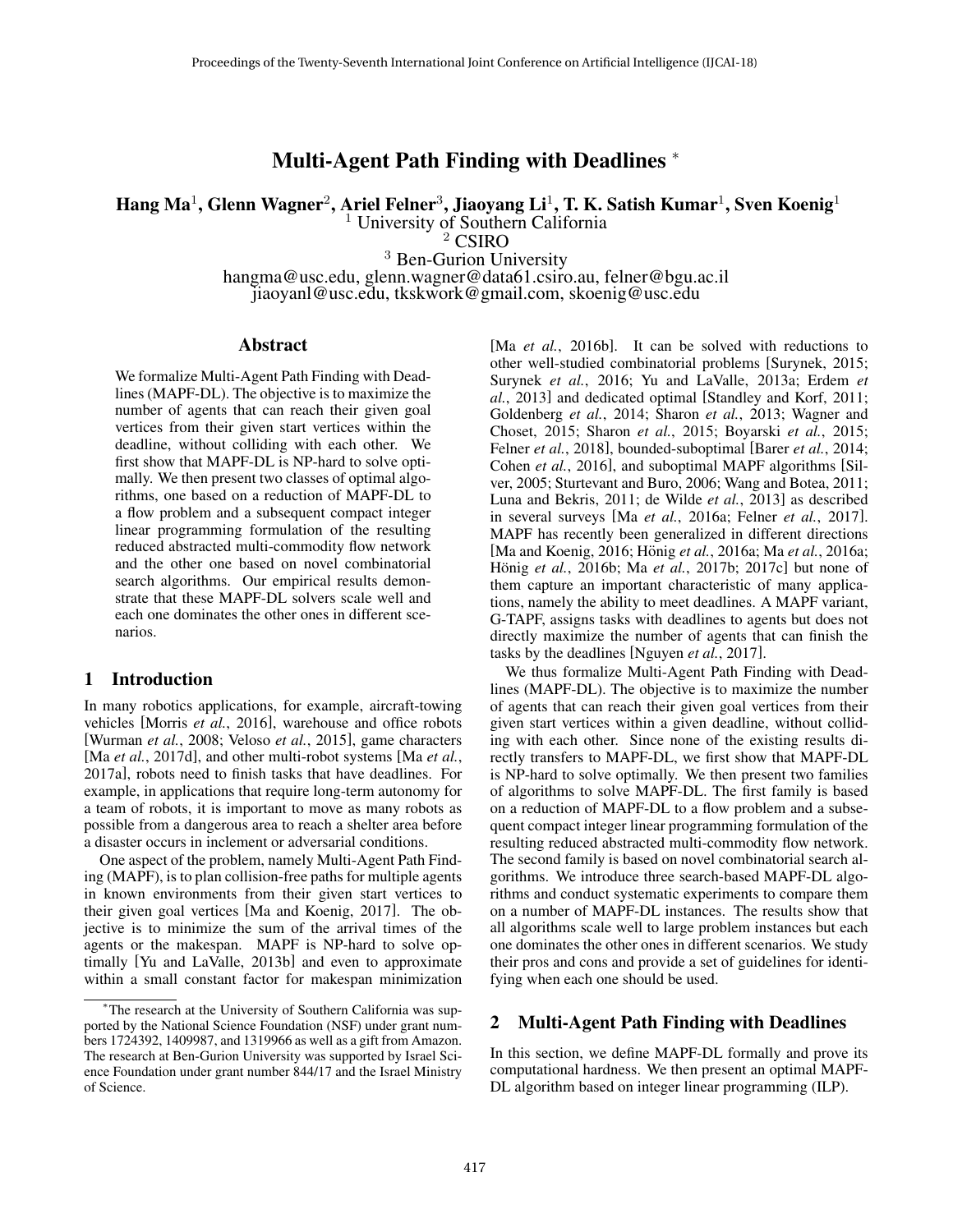# Multi-Agent Path Finding with Deadlines *

**Hang Ma[1], Glenn Wagner[2], Ariel Felner[3], Jiaoyang Li[1], T. K. Satish Kumar[1], Sven Koenig[1]**
[1] University of Southern California
[2] CSIRO
[3] Ben-Gurion University
hangma@usc.edu, glenn.wagner@data61.csiro.au, felner@bgu.ac.il
jiaoyanl@usc.edu, tkskwork@gmail.com, skoenig@usc.edu

## Abstract

We formalize Multi-Agent Path Finding with Deadlines (MAPF-DL). The objective is to maximize the number of agents that can reach their given goal vertices from their given start vertices within the deadline, without colliding with each other. We first show that MAPF-DL is NP-hard to solve optimally. We then present two classes of optimal algorithms, one based on a reduction of MAPF-DL to a flow problem and a subsequent compact integer linear programming formulation of the resulting reduced abstracted multi-commodity flow network and the other one based on novel combinatorial search algorithms. Our empirical results demonstrate that these MAPF-DL solvers scale well and each one dominates the other ones in different scenarios.

## 1 Introduction

In many robotics applications, for example, aircraft-towing vehicles [Morris *et al.*, 2016], warehouse and office robots [Wurman *et al.*, 2008; Veloso *et al.*, 2015], game characters [Ma *et al.*, 2017d], and other multi-robot systems [Ma *et al.*, 2017a], robots need to finish tasks that have deadlines. For example, in applications that require long-term autonomy for a team of robots, it is important to move as many robots as possible from a dangerous area to reach a shelter area before a disaster occurs in inclement or adversarial conditions.

One aspect of the problem, namely Multi-Agent Path Finding (MAPF), is to plan collision-free paths for multiple agents in known environments from their given start vertices to their given goal vertices [Ma and Koenig, 2017]. The objective is to minimize the sum of the arrival times of the agents or the makespan. MAPF is NP-hard to solve optimally [Yu and LaValle, 2013b] and even to approximate within a small constant factor for makespan minimization [Ma *et al.*, 2016b]. It can be solved with reductions to other well-studied combinatorial problems [Surynek, 2015; Surynek *et al.*, 2016; Yu and LaValle, 2013a; Erdem *et al.*, 2013] and dedicated optimal [Standley and Korf, 2011; Goldenberg *et al.*, 2014; Sharon *et al.*, 2013; Wagner and Choset, 2015; Sharon *et al.*, 2015; Boyarski *et al.*, 2015; Felner *et al.*, 2018], bounded-suboptimal [Barer *et al.*, 2014; Cohen *et al.*, 2016], and suboptimal MAPF algorithms [Silver, 2005; Sturtevant and Buro, 2006; Wang and Botea, 2011; Luna and Bekris, 2011; de Wilde *et al.*, 2013] as described in several surveys [Ma *et al.*, 2016a; Felner *et al.*, 2017]. MAPF has recently been generalized in different directions [Ma and Koenig, 2016; Hönig *et al.*, 2016a; Ma *et al.*, 2016a; Hönig *et al.*, 2016b; Ma *et al.*, 2017b; 2017c] but none of them capture an important characteristic of many applications, namely the ability to meet deadlines. A MAPF variant, G-TAPF, assigns tasks with deadlines to agents but does not directly maximize the number of agents that can finish the tasks by the deadlines [Nguyen *et al.*, 2017].

We thus formalize Multi-Agent Path Finding with Deadlines (MAPF-DL). The objective is to maximize the number of agents that can reach their given goal vertices from their given start vertices within a given deadline, without colliding with each other. Since none of the existing results directly transfers to MAPF-DL, we first show that MAPF-DL is NP-hard to solve optimally. We then present two families of algorithms to solve MAPF-DL. The first family is based on a reduction of MAPF-DL to a flow problem and a subsequent compact integer linear programming formulation of the resulting reduced abstracted multi-commodity flow network. The second family is based on novel combinatorial search algorithms. We introduce three search-based MAPF-DL algorithms and conduct systematic experiments to compare them on a number of MAPF-DL instances. The results show that all algorithms scale well to large problem instances but each one dominates the other ones in different scenarios. We study their pros and cons and provide a set of guidelines for identifying when each one should be used.

## 2 Multi-Agent Path Finding with Deadlines

In this section, we define MAPF-DL formally and prove its computational hardness. We then present an optimal MAPF-DL algorithm based on integer linear programming (ILP).

*The research at the University of Southern California was supported by the National Science Foundation (NSF) under grant numbers 1724392, 1409987, and 1319966 as well as a gift from Amazon. The research at Ben-Gurion University was supported by Israel Science Foundation under grant number 844/17 and the Israel Ministry of Science.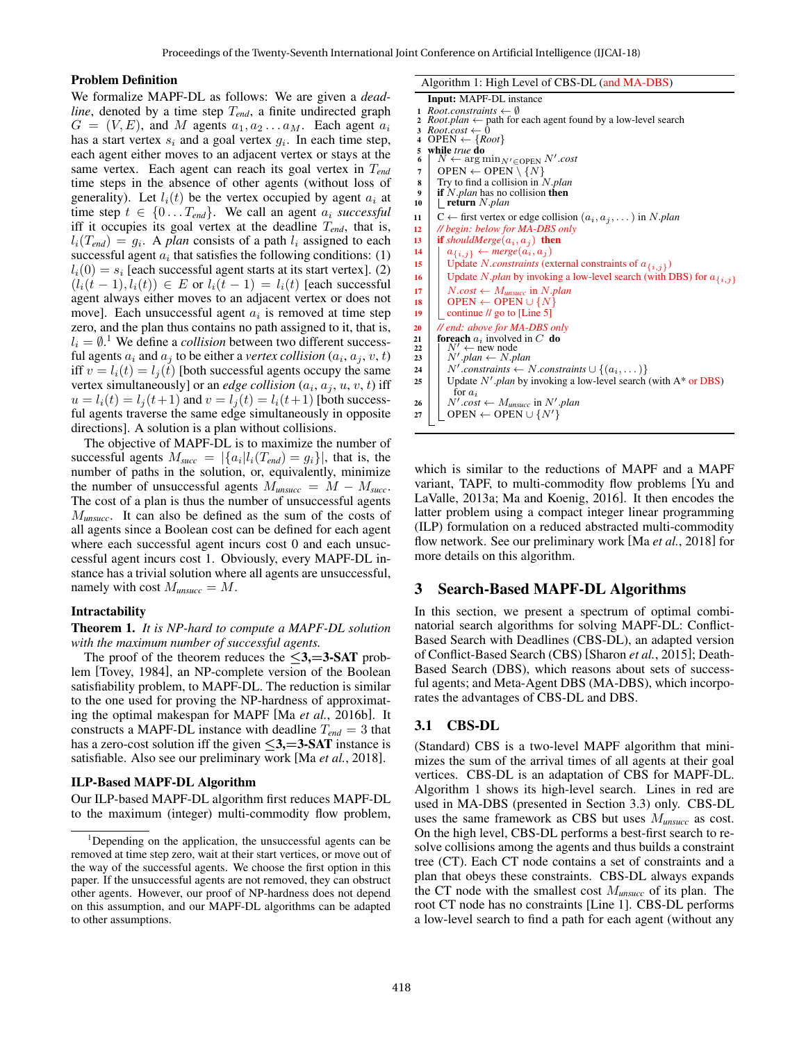**Problem Definition**

We formalize MAPF-DL as follows: We are given a *deadline*, denoted by a time step $T_{end}$, a finite undirected graph $G = (V, E)$, and $M$ agents $a_1, a_2 \dots a_M$. Each agent $a_i$ has a start vertex $s_i$ and a goal vertex $g_i$. In each time step, each agent either moves to an adjacent vertex or stays at the same vertex. Each agent can reach its goal vertex in $T_{end}$ time steps in the absence of other agents (without loss of generality). Let $l_i(t)$ be the vertex occupied by agent $a_i$ at time step $t \in \{0 \dots T_{end}\}$. We call an agent $a_i$ *successful* iff it occupies its goal vertex at the deadline $T_{end}$, that is, $l_i(T_{end}) = g_i$. A *plan* consists of a path $l_i$ assigned to each successful agent $a_i$ that satisfies the following conditions: (1) $l_i(0) = s_i$ [each successful agent starts at its start vertex]. (2) $(l_i(t-1), l_i(t)) \in E$ or $l_i(t-1) = l_i(t)$ [each successful agent always either moves to an adjacent vertex or does not move]. Each unsuccessful agent $a_i$ is removed at time step zero, and the plan thus contains no path assigned to it, that is, $l_i = \emptyset$.[1] We define a *collision* between two different successful agents $a_i$ and $a_j$ to be either a *vertex collision* $(a_i, a_j, v, t)$ iff $v = l_i(t) = l_j(t)$ [both successful agents occupy the same vertex simultaneously] or an *edge collision* $(a_i, a_j, u, v, t)$ iff $u = l_i(t) = l_j(t+1)$ and $v = l_j(t) = l_i(t+1)$ [both successful agents traverse the same edge simultaneously in opposite directions]. A solution is a plan without collisions.

The objective of MAPF-DL is to maximize the number of successful agents $M_{succ} = |\{a_i | l_i(T_{end}) = g_i\}|$, that is, the number of paths in the solution, or, equivalently, minimize the number of unsuccessful agents $M_{unsucc} = M - M_{succ}$. The cost of a plan is thus the number of unsuccessful agents $M_{unsucc}$. It can also be defined as the sum of the costs of all agents since a Boolean cost can be defined for each agent where each successful agent incurs cost 0 and each unsuccessful agent incurs cost 1. Obviously, every MAPF-DL instance has a trivial solution where all agents are unsuccessful, namely with cost $M_{unsucc} = M$.

**Intractability**

**Theorem 1.** *It is NP-hard to compute a MAPF-DL solution with the maximum number of successful agents.*

The proof of the theorem reduces the **≤3,=3-SAT** problem [Tovey, 1984], an NP-complete version of the Boolean satisfiability problem, to MAPF-DL. The reduction is similar to the one used for proving the NP-hardness of approximating the optimal makespan for MAPF [Ma *et al.*, 2016b]. It constructs a MAPF-DL instance with deadline $T_{end} = 3$ that has a zero-cost solution iff the given **≤3,=3-SAT** instance is satisfiable. Also see our preliminary work [Ma *et al.*, 2018].

**ILP-Based MAPF-DL Algorithm**

Our ILP-based MAPF-DL algorithm first reduces MAPF-DL to the maximum (integer) multi-commodity flow problem, which is similar to the reductions of MAPF and a MAPF variant, TAPF, to multi-commodity flow problems [Yu and LaValle, 2013a; Ma and Koenig, 2016]. It then encodes the latter problem using a compact integer linear programming (ILP) formulation on a reduced abstracted multi-commodity flow network. See our preliminary work [Ma *et al.*, 2018] for more details on this algorithm.

[1] Depending on the application, the unsuccessful agents can be removed at time step zero, wait at their start vertices, or move out of the way of the successful agents. We choose the first option in this paper. If the unsuccessful agents are not removed, they can obstruct other agents. However, our proof of NP-hardness does not depend on this assumption, and our MAPF-DL algorithms can be adapted to other assumptions.

Algorithm 1: High Level of CBS-DL (and MA-DBS)

```
   Input: MAPF-DL instance
1  Root.constraints ← ∅
2  Root.plan ← path for each agent found by a low-level search
3  Root.cost ← 0
4  OPEN ← {Root}
5  while true do
6  |  N ← arg min_{N'∈OPEN} N'.cost
7  |  OPEN ← OPEN \ {N}
8  |  Try to find a collision in N.plan
9  |  if N.plan has no collision then
10 |  |  return N.plan
11 |  C ← first vertex or edge collision (a_i, a_j, ...) in N.plan
12 |  // begin: below for MA-DBS only
13 |  if shouldMerge(a_i, a_j) then
14 |  |  a_{i,j} ← merge(a_i, a_j)
15 |  |  Update N.constraints (external constraints of a_{i,j})
16 |  |  Update N.plan by invoking a low-level search (with DBS) for a_{i,j}
17 |  |  N.cost ← M_unsucc in N.plan
18 |  |  OPEN ← OPEN ∪ {N}
19 |  |  continue // go to [Line 5]
20 |  // end: above for MA-DBS only
21 |  foreach a_i involved in C do
22 |  |  N' ← new node
23 |  |  N'.plan ← N.plan
24 |  |  N'.constraints ← N.constraints ∪ {(a_i, ...)}
25 |  |  Update N'.plan by invoking a low-level search (with A* or DBS)
   |  |    for a_i
26 |  |  N'.cost ← M_unsucc in N'.plan
27 |  |  OPEN ← OPEN ∪ {N'}
```

## 3 Search-Based MAPF-DL Algorithms

In this section, we present a spectrum of optimal combinatorial search algorithms for solving MAPF-DL: Conflict-Based Search with Deadlines (CBS-DL), an adapted version of Conflict-Based Search (CBS) [Sharon *et al.*, 2015]; Death-Based Search (DBS), which reasons about sets of successful agents; and Meta-Agent DBS (MA-DBS), which incorporates the advantages of CBS-DL and DBS.

### 3.1 CBS-DL

(Standard) CBS is a two-level MAPF algorithm that minimizes the sum of the arrival times of all agents at their goal vertices. CBS-DL is an adaptation of CBS for MAPF-DL. Algorithm 1 shows its high-level search. Lines in red are used in MA-DBS (presented in Section 3.3) only. CBS-DL uses the same framework as CBS but uses $M_{unsucc}$ as cost. On the high level, CBS-DL performs a best-first search to resolve collisions among the agents and thus builds a constraint tree (CT). Each CT node contains a set of constraints and a plan that obeys these constraints. CBS-DL always expands the CT node with the smallest cost $M_{unsucc}$ of its plan. The root CT node has no constraints [Line 1]. CBS-DL performs a low-level search to find a path for each agent (without any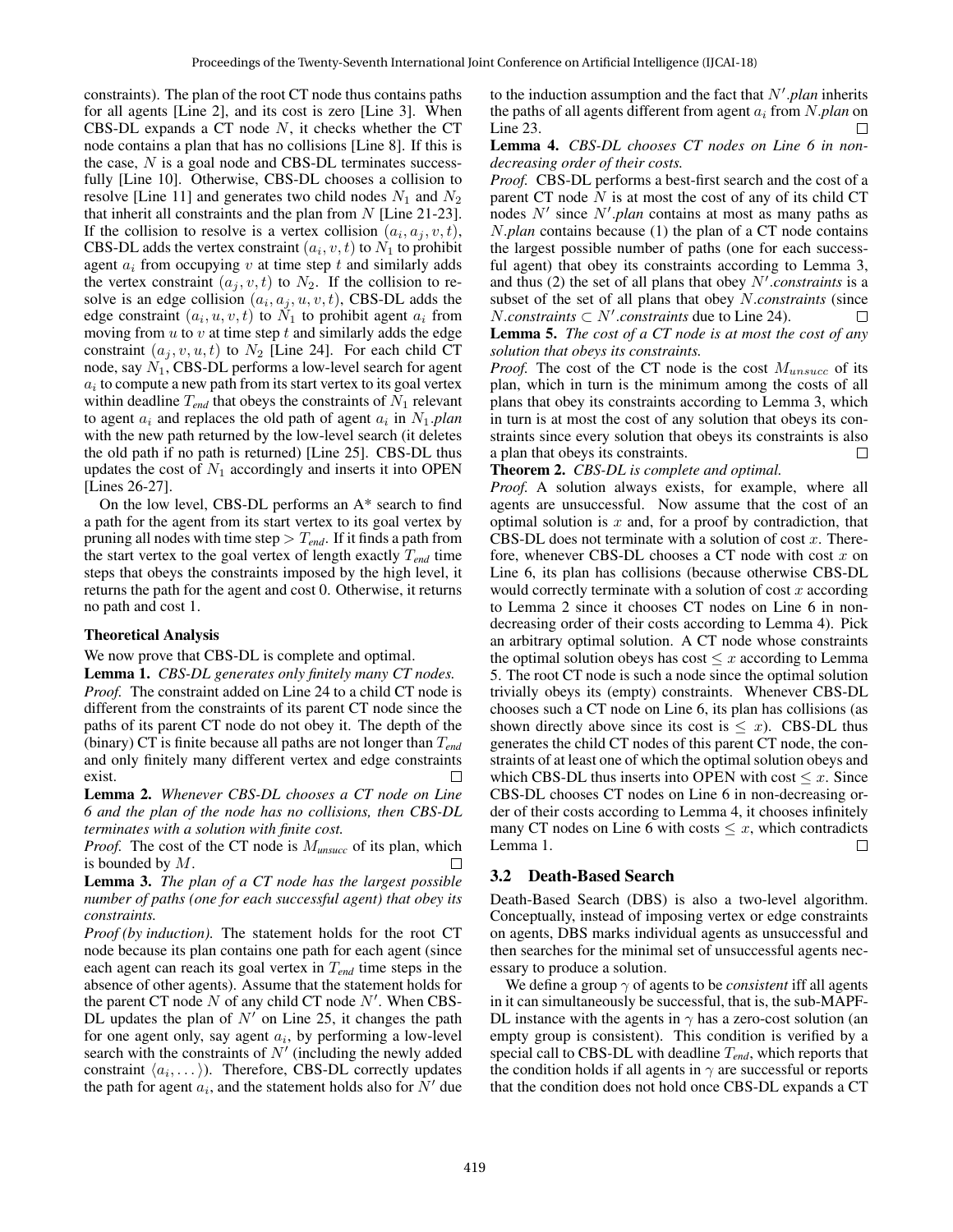constraints). The plan of the root CT node thus contains paths for all agents [Line 2], and its cost is zero [Line 3]. When CBS-DL expands a CT node $N$, it checks whether the CT node contains a plan that has no collisions [Line 8]. If this is the case, $N$ is a goal node and CBS-DL terminates successfully [Line 10]. Otherwise, CBS-DL chooses a collision to resolve [Line 11] and generates two child nodes $N_1$ and $N_2$ that inherit all constraints and the plan from $N$ [Line 21-23]. If the collision to resolve is a vertex collision $(a_i, a_j, v, t)$, CBS-DL adds the vertex constraint $(a_i, v, t)$ to $N_1$ to prohibit agent $a_i$ from occupying $v$ at time step $t$ and similarly adds the vertex constraint $(a_j, v, t)$ to $N_2$. If the collision to resolve is an edge collision $(a_i, a_j, u, v, t)$, CBS-DL adds the edge constraint $(a_i, u, v, t)$ to $N_1$ to prohibit agent $a_i$ from moving from $u$ to $v$ at time step $t$ and similarly adds the edge constraint $(a_j, v, u, t)$ to $N_2$ [Line 24]. For each child CT node, say $N_1$, CBS-DL performs a low-level search for agent $a_i$ to compute a new path from its start vertex to its goal vertex within deadline $T_{end}$ that obeys the constraints of $N_1$ relevant to agent $a_i$ and replaces the old path of agent $a_i$ in $N_1$.*plan* with the new path returned by the low-level search (it deletes the old path if no path is returned) [Line 25]. CBS-DL thus updates the cost of $N_1$ accordingly and inserts it into OPEN [Lines 26-27].

On the low level, CBS-DL performs an A* search to find a path for the agent from its start vertex to its goal vertex by pruning all nodes with time step $> T_{end}$. If it finds a path from the start vertex to the goal vertex of length exactly $T_{end}$ time steps that obeys the constraints imposed by the high level, it returns the path for the agent and cost 0. Otherwise, it returns no path and cost 1.

**Theoretical Analysis**

We now prove that CBS-DL is complete and optimal.

**Lemma 1.** *CBS-DL generates only finitely many CT nodes.*

*Proof.* The constraint added on Line 24 to a child CT node is different from the constraints of its parent CT node since the paths of its parent CT node do not obey it. The depth of the (binary) CT is finite because all paths are not longer than $T_{end}$ and only finitely many different vertex and edge constraints exist. □

**Lemma 2.** *Whenever CBS-DL chooses a CT node on Line 6 and the plan of the node has no collisions, then CBS-DL terminates with a solution with finite cost.*

*Proof.* The cost of the CT node is $M_{unsucc}$ of its plan, which is bounded by $M$. □

**Lemma 3.** *The plan of a CT node has the largest possible number of paths (one for each successful agent) that obey its constraints.*

*Proof (by induction).* The statement holds for the root CT node because its plan contains one path for each agent (since each agent can reach its goal vertex in $T_{end}$ time steps in the absence of other agents). Assume that the statement holds for the parent CT node $N$ of any child CT node $N'$. When CBS-DL updates the plan of $N'$ on Line 25, it changes the path for one agent only, say agent $a_i$, by performing a low-level search with the constraints of $N'$ (including the newly added constraint $\langle a_i, \dots \rangle$). Therefore, CBS-DL correctly updates the path for agent $a_i$, and the statement holds also for $N'$ due to the induction assumption and the fact that $N'$.*plan* inherits the paths of all agents different from agent $a_i$ from $N$.*plan* on Line 23. □

**Lemma 4.** *CBS-DL chooses CT nodes on Line 6 in non-decreasing order of their costs.*

*Proof.* CBS-DL performs a best-first search and the cost of a parent CT node $N$ is at most the cost of any of its child CT nodes $N'$ since $N'$.*plan* contains at most as many paths as $N$.*plan* contains because (1) the plan of a CT node contains the largest possible number of paths (one for each successful agent) that obey its constraints according to Lemma 3, and thus (2) the set of all plans that obey $N'$.*constraints* is a subset of the set of all plans that obey $N$.*constraints* (since $N$.*constraints* $\subset N'$.*constraints* due to Line 24). □

**Lemma 5.** *The cost of a CT node is at most the cost of any solution that obeys its constraints.*

*Proof.* The cost of the CT node is the cost $M_{unsucc}$ of its plan, which in turn is the minimum among the costs of all plans that obey its constraints according to Lemma 3, which in turn is at most the cost of any solution that obeys its constraints since every solution that obeys its constraints is also a plan that obeys its constraints. □

**Theorem 2.** *CBS-DL is complete and optimal.*

*Proof.* A solution always exists, for example, where all agents are unsuccessful. Now assume that the cost of an optimal solution is $x$ and, for a proof by contradiction, that CBS-DL does not terminate with a solution of cost $x$. Therefore, whenever CBS-DL chooses a CT node with cost $x$ on Line 6, its plan has collisions (because otherwise CBS-DL would correctly terminate with a solution of cost $x$ according to Lemma 2 since it chooses CT nodes on Line 6 in non-decreasing order of their costs according to Lemma 4). Pick an arbitrary optimal solution. A CT node whose constraints the optimal solution obeys has cost $\leq x$ according to Lemma 5. The root CT node is such a node since the optimal solution trivially obeys its (empty) constraints. Whenever CBS-DL chooses such a CT node on Line 6, its plan has collisions (as shown directly above since its cost is $\leq x$). CBS-DL thus generates the child CT nodes of this parent CT node, the constraints of at least one of which the optimal solution obeys and which CBS-DL thus inserts into OPEN with cost $\leq x$. Since CBS-DL chooses CT nodes on Line 6 in non-decreasing order of their costs according to Lemma 4, it chooses infinitely many CT nodes on Line 6 with costs $\leq x$, which contradicts Lemma 1. □

## 3.2 Death-Based Search

Death-Based Search (DBS) is also a two-level algorithm. Conceptually, instead of imposing vertex or edge constraints on agents, DBS marks individual agents as unsuccessful and then searches for the minimal set of unsuccessful agents necessary to produce a solution.

We define a group $\gamma$ of agents to be *consistent* iff all agents in it can simultaneously be successful, that is, the sub-MAPF-DL instance with the agents in $\gamma$ has a zero-cost solution (an empty group is consistent). This condition is verified by a special call to CBS-DL with deadline $T_{end}$, which reports that the condition holds if all agents in $\gamma$ are successful or reports that the condition does not hold once CBS-DL expands a CT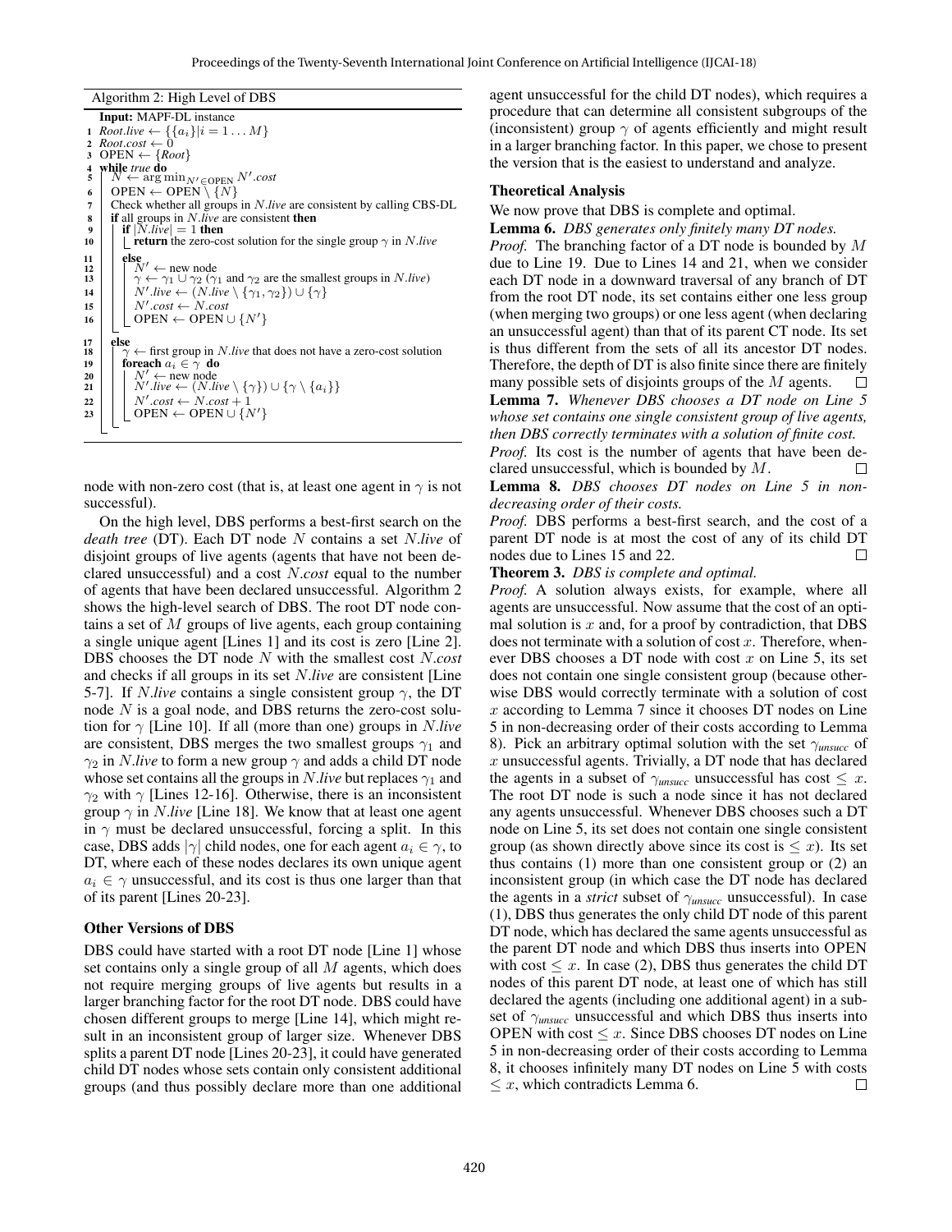Algorithm 2: High Level of DBS

```
   Input: MAPF-DL instance
1  Root.live ← {{a_i}|i = 1 ... M}
2  Root.cost ← 0
3  OPEN ← {Root}
4  while true do
5  |  N ← arg min_{N'∈OPEN} N'.cost
6  |  OPEN ← OPEN \ {N}
7  |  Check whether all groups in N.live are consistent by calling CBS-DL
8  |  if all groups in N.live are consistent then
9  |  |  if |N.live| = 1 then
10 |  |  |  return the zero-cost solution for the single group γ in N.live
11 |  |  else
12 |  |  |  N' ← new node
13 |  |  |  γ ← γ_1 ∪ γ_2 (γ_1 and γ_2 are the smallest groups in N.live)
14 |  |  |  N'.live ← (N.live \ {γ_1, γ_2}) ∪ {γ}
15 |  |  |  N'.cost ← N.cost
16 |  |  |  OPEN ← OPEN ∪ {N'}
17 |  else
18 |  |  γ ← first group in N.live that does not have a zero-cost solution
19 |  |  foreach a_i ∈ γ do
20 |  |  |  N' ← new node
21 |  |  |  N'.live ← (N.live \ {γ}) ∪ {γ \ {a_i}}
22 |  |  |  N'.cost ← N.cost + 1
23 |  |  |  OPEN ← OPEN ∪ {N'}
```

node with non-zero cost (that is, at least one agent in $\gamma$ is not successful).

On the high level, DBS performs a best-first search on the *death tree* (DT). Each DT node $N$ contains a set $N$.*live* of disjoint groups of live agents (agents that have not been declared unsuccessful) and a cost $N$.*cost* equal to the number of agents that have been declared unsuccessful. Algorithm 2 shows the high-level search of DBS. The root DT node contains a set of $M$ groups of live agents, each group containing a single unique agent [Lines 1] and its cost is zero [Line 2]. DBS chooses the DT node $N$ with the smallest cost $N$.*cost* and checks if all groups in its set $N$.*live* are consistent [Line 5-7]. If $N$.*live* contains a single consistent group $\gamma$, the DT node $N$ is a goal node, and DBS returns the zero-cost solution for $\gamma$ [Line 10]. If all (more than one) groups in $N$.*live* are consistent, DBS merges the two smallest groups $\gamma_1$ and $\gamma_2$ in $N$.*live* to form a new group $\gamma$ and adds a child DT node whose set contains all the groups in $N$.*live* but replaces $\gamma_1$ and $\gamma_2$ with $\gamma$ [Lines 12-16]. Otherwise, there is an inconsistent group $\gamma$ in $N$.*live* [Line 18]. We know that at least one agent in $\gamma$ must be declared unsuccessful, forcing a split. In this case, DBS adds $|\gamma|$ child nodes, one for each agent $a_i \in \gamma$, to DT, where each of these nodes declares its own unique agent $a_i \in \gamma$ unsuccessful, and its cost is thus one larger than that of its parent [Lines 20-23].

### Other Versions of DBS

DBS could have started with a root DT node [Line 1] whose set contains only a single group of all $M$ agents, which does not require merging groups of live agents but results in a larger branching factor for the root DT node. DBS could have chosen different groups to merge [Line 14], which might result in an inconsistent group of larger size. Whenever DBS splits a parent DT node [Lines 20-23], it could have generated child DT nodes whose sets contain only consistent additional groups (and thus possibly declare more than one additional agent unsuccessful for the child DT nodes), which requires a procedure that can determine all consistent subgroups of the (inconsistent) group $\gamma$ of agents efficiently and might result in a larger branching factor. In this paper, we chose to present the version that is the easiest to understand and analyze.

### Theoretical Analysis

We now prove that DBS is complete and optimal.

**Lemma 6.** *DBS generates only finitely many DT nodes.*

*Proof.* The branching factor of a DT node is bounded by $M$ due to Line 19. Due to Lines 14 and 21, when we consider each DT node in a downward traversal of any branch of DT from the root DT node, its set contains either one less group (when merging two groups) or one less agent (when declaring an unsuccessful agent) than that of its parent CT node. Its set is thus different from the sets of all its ancestor DT nodes. Therefore, the depth of DT is also finite since there are finitely many possible sets of disjoints groups of the $M$ agents. □

**Lemma 7.** *Whenever DBS chooses a DT node on Line 5 whose set contains one single consistent group of live agents, then DBS correctly terminates with a solution of finite cost.*

*Proof.* Its cost is the number of agents that have been declared unsuccessful, which is bounded by $M$. □

**Lemma 8.** *DBS chooses DT nodes on Line 5 in non-decreasing order of their costs.*

*Proof.* DBS performs a best-first search, and the cost of a parent DT node is at most the cost of any of its child DT nodes due to Lines 15 and 22. □

**Theorem 3.** *DBS is complete and optimal.*

*Proof.* A solution always exists, for example, where all agents are unsuccessful. Now assume that the cost of an optimal solution is $x$ and, for a proof by contradiction, that DBS does not terminate with a solution of cost $x$. Therefore, whenever DBS chooses a DT node with cost $x$ on Line 5, its set does not contain one single consistent group (because otherwise DBS would correctly terminate with a solution of cost $x$ according to Lemma 7 since it chooses DT nodes on Line 5 in non-decreasing order of their costs according to Lemma 8). Pick an arbitrary optimal solution with the set $\gamma_{unsucc}$ of $x$ unsuccessful agents. Trivially, a DT node that has declared the agents in a subset of $\gamma_{unsucc}$ unsuccessful has cost $\leq x$. The root DT node is such a node since it has not declared any agents unsuccessful. Whenever DBS chooses such a DT node on Line 5, its set does not contain one single consistent group (as shown directly above since its cost is $\leq x$). Its set thus contains (1) more than one consistent group or (2) an inconsistent group (in which case the DT node has declared the agents in a *strict* subset of $\gamma_{unsucc}$ unsuccessful). In case (1), DBS thus generates the only child DT node of this parent DT node, which has declared the same agents unsuccessful as the parent DT node and which DBS thus inserts into OPEN with cost $\leq x$. In case (2), DBS thus generates the child DT nodes of this parent DT node, at least one of which has still declared the agents (including one additional agent) in a subset of $\gamma_{unsucc}$ unsuccessful and which DBS thus inserts into OPEN with cost $\leq x$. Since DBS chooses DT nodes on Line 5 in non-decreasing order of their costs according to Lemma 8, it chooses infinitely many DT nodes on Line 5 with costs $\leq x$, which contradicts Lemma 6. □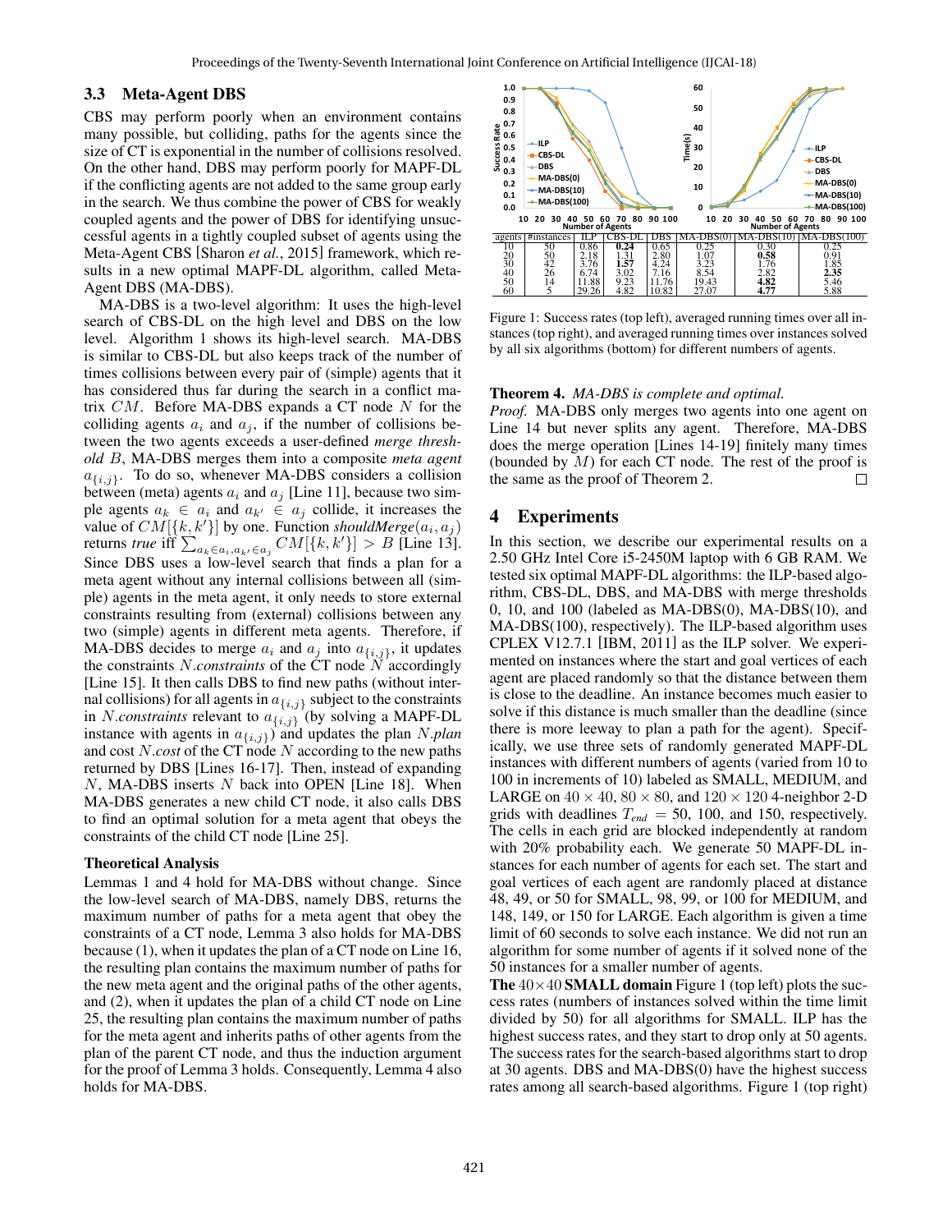### 3.3 Meta-Agent DBS

CBS may perform poorly when an environment contains many possible, but colliding, paths for the agents since the size of CT is exponential in the number of collisions resolved. On the other hand, DBS may perform poorly for MAPF-DL if the conflicting agents are not added to the same group early in the search. We thus combine the power of CBS for weakly coupled agents and the power of DBS for identifying unsuccessful agents in a tightly coupled subset of agents using the Meta-Agent CBS [Sharon *et al.*, 2015] framework, which results in a new optimal MAPF-DL algorithm, called Meta-Agent DBS (MA-DBS).

MA-DBS is a two-level algorithm: It uses the high-level search of CBS-DL on the high level and DBS on the low level. Algorithm 1 shows its high-level search. MA-DBS is similar to CBS-DL but also keeps track of the number of times collisions between every pair of (simple) agents that it has considered thus far during the search in a conflict matrix $CM$. Before MA-DBS expands a CT node $N$ for the colliding agents $a_i$ and $a_j$, if the number of collisions between the two agents exceeds a user-defined *merge threshold* $B$, MA-DBS merges them into a composite *meta agent* $a_{\{i,j\}}$. To do so, whenever MA-DBS considers a collision between (meta) agents $a_i$ and $a_j$ [Line 11], because two simple agents $a_k \in a_i$ and $a_{k'} \in a_j$ collide, it increases the value of $CM[\{k, k'\}]$ by one. Function *shouldMerge*$(a_i, a_j)$ returns *true* iff $\sum_{a_k \in a_i, a_{k'} \in a_j} CM[\{k, k'\}] > B$ [Line 13]. Since DBS uses a low-level search that finds a plan for a meta agent without any internal collisions between all (simple) agents in the meta agent, it only needs to store external constraints resulting from (external) collisions between any two (simple) agents in different meta agents. Therefore, if MA-DBS decides to merge $a_i$ and $a_j$ into $a_{\{i,j\}}$, it updates the constraints $N$.*constraints* of the CT node $N$ accordingly [Line 15]. It then calls DBS to find new paths (without internal collisions) for all agents in $a_{\{i,j\}}$ subject to the constraints in $N$.*constraints* relevant to $a_{\{i,j\}}$ (by solving a MAPF-DL instance with agents in $a_{\{i,j\}}$) and updates the plan $N$.*plan* and cost $N$.*cost* of the CT node $N$ according to the new paths returned by DBS [Lines 16-17]. Then, instead of expanding $N$, MA-DBS inserts $N$ back into OPEN [Line 18]. When MA-DBS generates a new child CT node, it also calls DBS to find an optimal solution for a meta agent that obeys the constraints of the child CT node [Line 25].

#### Theoretical Analysis

Lemmas 1 and 4 hold for MA-DBS without change. Since the low-level search of MA-DBS, namely DBS, returns the maximum number of paths for a meta agent that obey the constraints of a CT node, Lemma 3 also holds for MA-DBS because (1), when it updates the plan of a CT node on Line 16, the resulting plan contains the maximum number of paths for the new meta agent and the original paths of the other agents, and (2), when it updates the plan of a child CT node on Line 25, the resulting plan contains the maximum number of paths for the meta agent and inherits paths of other agents from the plan of the parent CT node, and thus the induction argument for the proof of Lemma 3 holds. Consequently, Lemma 4 also holds for MA-DBS.

1.0
0.9
0.8
0.7
0.6
0.5
0.4
0.3
0.2
0.1
0.0
Success Rate
ILP
CBS-DL
DBS
MA-DBS(0)
MA-DBS(10)
MA-DBS(100)
10 20 30 40 50 60 70 80 90 100
Number of Agents

60
50
40
30
20
10
0
Time(s)
ILP
CBS-DL
DBS
MA-DBS(0)
MA-DBS(10)
MA-DBS(100)
10 20 30 40 50 60 70 80 90 100
Number of Agents

| agents | #instances | ILP | CBS-DL | DBS | MA-DBS(0) | MA-DBS(10) | MA-DBS(100) |
|---|---|---|---|---|---|---|---|
| 10 | 50 | 0.86 | **0.24** | 0.65 | 0.25 | 0.30 | 0.25 |
| 20 | 50 | 2.18 | 1.31 | 2.80 | 1.07 | **0.58** | 0.91 |
| 30 | 42 | 3.76 | **1.57** | 4.24 | 3.23 | 1.76 | 1.85 |
| 40 | 26 | 6.74 | 3.02 | 7.16 | 8.54 | 2.82 | **2.35** |
| 50 | 14 | 11.88 | 9.23 | 11.76 | 19.43 | **4.82** | 5.46 |
| 60 | 5 | 29.26 | 4.82 | 10.82 | 27.07 | **4.77** | 5.88 |

Figure 1: Success rates (top left), averaged running times over all instances (top right), and averaged running times over instances solved by all six algorithms (bottom) for different numbers of agents.

**Theorem 4.** *MA-DBS is complete and optimal.*

*Proof.* MA-DBS only merges two agents into one agent on Line 14 but never splits any agent. Therefore, MA-DBS does the merge operation [Lines 14-19] finitely many times (bounded by $M$) for each CT node. The rest of the proof is the same as the proof of Theorem 2. □

## 4 Experiments

In this section, we describe our experimental results on a 2.50 GHz Intel Core i5-2450M laptop with 6 GB RAM. We tested six optimal MAPF-DL algorithms: the ILP-based algorithm, CBS-DL, DBS, and MA-DBS with merge thresholds 0, 10, and 100 (labeled as MA-DBS(0), MA-DBS(10), and MA-DBS(100), respectively). The ILP-based algorithm uses CPLEX V12.7.1 [IBM, 2011] as the ILP solver. We experimented on instances where the start and goal vertices of each agent are placed randomly so that the distance between them is close to the deadline. An instance becomes much easier to solve if this distance is much smaller than the deadline (since there is more leeway to plan a path for the agent). Specifically, we use three sets of randomly generated MAPF-DL instances with different numbers of agents (varied from 10 to 100 in increments of 10) labeled as SMALL, MEDIUM, and LARGE on $40 \times 40$, $80 \times 80$, and $120 \times 120$ 4-neighbor 2-D grids with deadlines $T_{end} = 50$, 100, and 150, respectively. The cells in each grid are blocked independently at random with 20% probability each. We generate 50 MAPF-DL instances for each number of agents for each set. The start and goal vertices of each agent are randomly placed at distance 48, 49, or 50 for SMALL, 98, 99, or 100 for MEDIUM, and 148, 149, or 150 for LARGE. Each algorithm is given a time limit of 60 seconds to solve each instance. We did not run an algorithm for some number of agents if it solved none of the 50 instances for a smaller number of agents.

**The** $40 \times 40$ **SMALL domain** Figure 1 (top left) plots the success rates (numbers of instances solved within the time limit divided by 50) for all algorithms for SMALL. ILP has the highest success rates, and they start to drop only at 50 agents. The success rates for the search-based algorithms start to drop at 30 agents. DBS and MA-DBS(0) have the highest success rates among all search-based algorithms. Figure 1 (top right)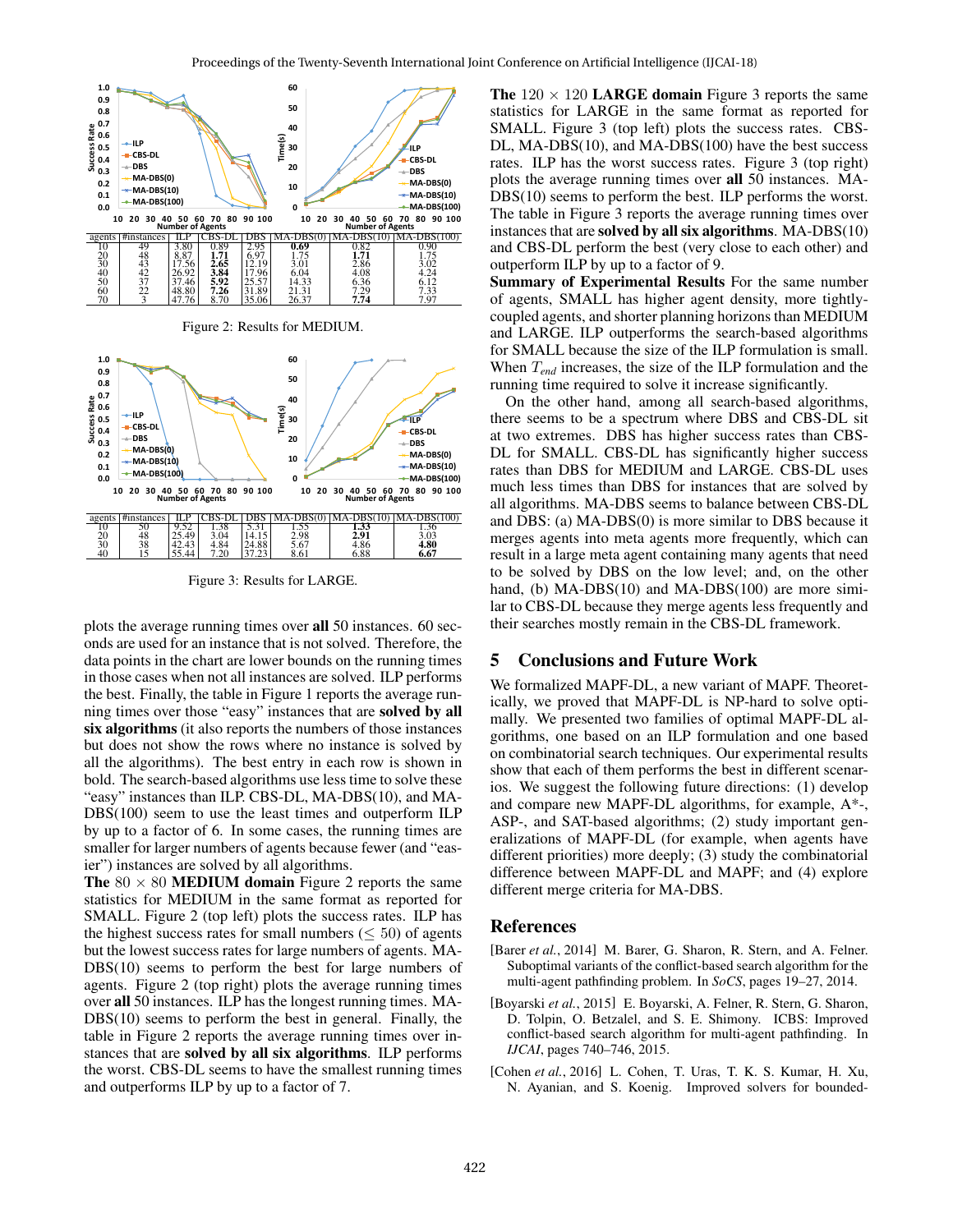1.0
0.9
0.8
0.7
0.6
0.5
0.4
0.3
0.2
0.1
0.0
Success Rate
ILP
CBS-DL
DBS
MA-DBS(0)
MA-DBS(10)
MA-DBS(100)
10 20 30 40 50 60 70 80 90 100
Number of Agents

60
50
40
30
20
10
0
Time(s)
ILP
CBS-DL
DBS
MA-DBS(0)
MA-DBS(10)
MA-DBS(100)
10 20 30 40 50 60 70 80 90 100
Number of Agents

| agents | #instances | ILP | CBS-DL | DBS | MA-DBS(0) | MA-DBS(10) | MA-DBS(100) |
|---|---|---|---|---|---|---|---|
| 10 | 49 | 3.80 | 0.89 | 2.95 | **0.69** | 0.82 | 0.90 |
| 20 | 48 | 8.87 | **1.71** | 6.97 | 1.75 | **1.71** | 1.75 |
| 30 | 43 | 17.56 | **2.65** | 12.19 | 3.01 | 2.86 | 3.02 |
| 40 | 42 | 26.92 | **3.84** | 17.96 | 6.04 | 4.08 | 4.24 |
| 50 | 37 | 37.46 | **5.92** | 25.57 | 14.33 | 6.36 | 6.12 |
| 60 | 22 | 48.80 | **7.26** | 31.89 | 21.31 | 7.29 | 7.33 |
| 70 | 3 | 47.76 | 8.70 | 35.06 | 26.37 | **7.74** | 7.97 |

Figure 2: Results for MEDIUM.

1.0
0.9
0.8
0.7
0.6
0.5
0.4
0.3
0.2
0.1
0.0
Success Rate
ILP
CBS-DL
DBS
MA-DBS(0)
MA-DBS(10)
MA-DBS(100)
10 20 30 40 50 60 70 80 90 100
Number of Agents

60
50
40
30
20
10
0
Time(s)
ILP
CBS-DL
DBS
MA-DBS(0)
MA-DBS(10)
MA-DBS(100)
10 20 30 40 50 60 70 80 90 100
Number of Agents

| agents | #instances | ILP | CBS-DL | DBS | MA-DBS(0) | MA-DBS(10) | MA-DBS(100) |
|---|---|---|---|---|---|---|---|
| 10 | 50 | 9.52 | 1.38 | 5.31 | 1.55 | **1.33** | 1.36 |
| 20 | 48 | 25.49 | 3.04 | 14.15 | 2.98 | **2.91** | 3.03 |
| 30 | 38 | 42.43 | 4.84 | 24.88 | 5.67 | 4.86 | **4.80** |
| 40 | 15 | 55.44 | 7.20 | 37.23 | 8.61 | 6.88 | **6.67** |

Figure 3: Results for LARGE.

plots the average running times over **all** 50 instances. 60 seconds are used for an instance that is not solved. Therefore, the data points in the chart are lower bounds on the running times in those cases when not all instances are solved. ILP performs the best. Finally, the table in Figure 1 reports the average running times over those "easy" instances that are **solved by all six algorithms** (it also reports the numbers of those instances but does not show the rows where no instance is solved by all the algorithms). The best entry in each row is shown in bold. The search-based algorithms use less time to solve these "easy" instances than ILP. CBS-DL, MA-DBS(10), and MA-DBS(100) seem to use the least times and outperform ILP by up to a factor of 6. In some cases, the running times are smaller for larger numbers of agents because fewer (and "easier") instances are solved by all algorithms.

**The** $80 \times 80$ **MEDIUM domain** Figure 2 reports the same statistics for MEDIUM in the same format as reported for SMALL. Figure 2 (top left) plots the success rates. ILP has the highest success rates for small numbers ($\leq 50$) of agents but the lowest success rates for large numbers of agents. MA-DBS(10) seems to perform the best for large numbers of agents. Figure 2 (top right) plots the average running times over **all** 50 instances. ILP has the longest running times. MA-DBS(10) seems to perform the best in general. Finally, the table in Figure 2 reports the average running times over instances that are **solved by all six algorithms**. ILP performs the worst. CBS-DL seems to have the smallest running times and outperforms ILP by up to a factor of 7.

**The** $120 \times 120$ **LARGE domain** Figure 3 reports the same statistics for LARGE in the same format as reported for SMALL. Figure 3 (top left) plots the success rates. CBS-DL, MA-DBS(10), and MA-DBS(100) have the best success rates. ILP has the worst success rates. Figure 3 (top right) plots the average running times over **all** 50 instances. MA-DBS(10) seems to perform the best. ILP performs the worst. The table in Figure 3 reports the average running times over instances that are **solved by all six algorithms**. MA-DBS(10) and CBS-DL perform the best (very close to each other) and outperform ILP by up to a factor of 9.

**Summary of Experimental Results** For the same number of agents, SMALL has higher agent density, more tightly-coupled agents, and shorter planning horizons than MEDIUM and LARGE. ILP outperforms the search-based algorithms for SMALL because the size of the ILP formulation is small. When $T_{end}$ increases, the size of the ILP formulation and the running time required to solve it increase significantly.

On the other hand, among all search-based algorithms, there seems to be a spectrum where DBS and CBS-DL sit at two extremes. DBS has higher success rates than CBS-DL for SMALL. CBS-DL has significantly higher success rates than DBS for MEDIUM and LARGE. CBS-DL uses much less times than DBS for instances that are solved by all algorithms. MA-DBS seems to balance between CBS-DL and DBS: (a) MA-DBS(0) is more similar to DBS because it merges agents into meta agents more frequently, which can result in a large meta agent containing many agents that need to be solved by DBS on the low level; and, on the other hand, (b) MA-DBS(10) and MA-DBS(100) are more similar to CBS-DL because they merge agents less frequently and their searches mostly remain in the CBS-DL framework.

## 5 Conclusions and Future Work

We formalized MAPF-DL, a new variant of MAPF. Theoretically, we proved that MAPF-DL is NP-hard to solve optimally. We presented two families of optimal MAPF-DL algorithms, one based on an ILP formulation and one based on combinatorial search techniques. Our experimental results show that each of them performs the best in different scenarios. We suggest the following future directions: (1) develop and compare new MAPF-DL algorithms, for example, A*-, ASP-, and SAT-based algorithms; (2) study important generalizations of MAPF-DL (for example, when agents have different priorities) more deeply; (3) study the combinatorial difference between MAPF-DL and MAPF; and (4) explore different merge criteria for MA-DBS.

## References

[Barer *et al.*, 2014] M. Barer, G. Sharon, R. Stern, and A. Felner. Suboptimal variants of the conflict-based search algorithm for the multi-agent pathfinding problem. In *SoCS*, pages 19–27, 2014.

[Boyarski *et al.*, 2015] E. Boyarski, A. Felner, R. Stern, G. Sharon, D. Tolpin, O. Betzalel, and S. E. Shimony. ICBS: Improved conflict-based search algorithm for multi-agent pathfinding. In *IJCAI*, pages 740–746, 2015.

[Cohen *et al.*, 2016] L. Cohen, T. Uras, T. K. S. Kumar, H. Xu, N. Ayanian, and S. Koenig. Improved solvers for bounded-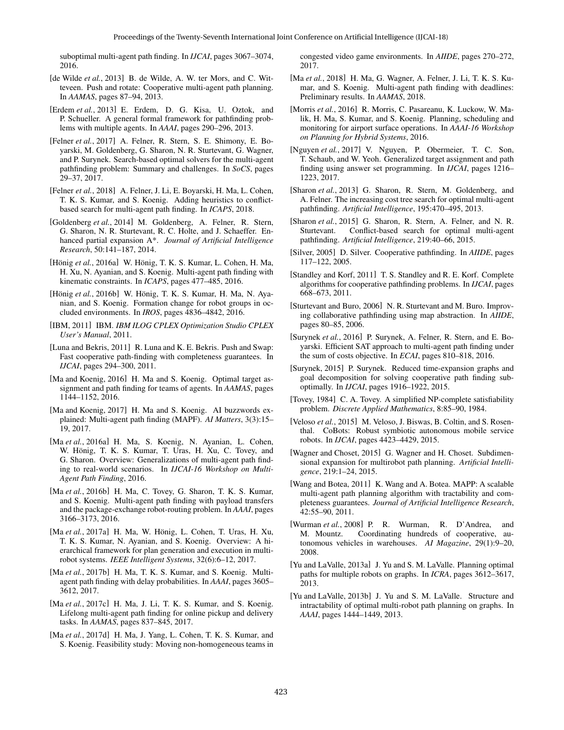suboptimal multi-agent path finding. In *IJCAI*, pages 3067–3074, 2016.

[de Wilde *et al.*, 2013] B. de Wilde, A. W. ter Mors, and C. Witteveen. Push and rotate: Cooperative multi-agent path planning. In *AAMAS*, pages 87–94, 2013.

[Erdem *et al.*, 2013] E. Erdem, D. G. Kisa, U. Oztok, and P. Schueller. A general formal framework for pathfinding problems with multiple agents. In *AAAI*, pages 290–296, 2013.

[Felner *et al.*, 2017] A. Felner, R. Stern, S. E. Shimony, E. Boyarski, M. Goldenberg, G. Sharon, N. R. Sturtevant, G. Wagner, and P. Surynek. Search-based optimal solvers for the multi-agent pathfinding problem: Summary and challenges. In *SoCS*, pages 29–37, 2017.

[Felner *et al.*, 2018] A. Felner, J. Li, E. Boyarski, H. Ma, L. Cohen, T. K. S. Kumar, and S. Koenig. Adding heuristics to conflict-based search for multi-agent path finding. In *ICAPS*, 2018.

[Goldenberg *et al.*, 2014] M. Goldenberg, A. Felner, R. Stern, G. Sharon, N. R. Sturtevant, R. C. Holte, and J. Schaeffer. Enhanced partial expansion A*. *Journal of Artificial Intelligence Research*, 50:141–187, 2014.

[Hönig *et al.*, 2016a] W. Hönig, T. K. S. Kumar, L. Cohen, H. Ma, H. Xu, N. Ayanian, and S. Koenig. Multi-agent path finding with kinematic constraints. In *ICAPS*, pages 477–485, 2016.

[Hönig *et al.*, 2016b] W. Hönig, T. K. S. Kumar, H. Ma, N. Ayanian, and S. Koenig. Formation change for robot groups in occluded environments. In *IROS*, pages 4836–4842, 2016.

[IBM, 2011] IBM. *IBM ILOG CPLEX Optimization Studio CPLEX User's Manual*, 2011.

[Luna and Bekris, 2011] R. Luna and K. E. Bekris. Push and Swap: Fast cooperative path-finding with completeness guarantees. In *IJCAI*, pages 294–300, 2011.

[Ma and Koenig, 2016] H. Ma and S. Koenig. Optimal target assignment and path finding for teams of agents. In *AAMAS*, pages 1144–1152, 2016.

[Ma and Koenig, 2017] H. Ma and S. Koenig. AI buzzwords explained: Multi-agent path finding (MAPF). *AI Matters*, 3(3):15–19, 2017.

[Ma *et al.*, 2016a] H. Ma, S. Koenig, N. Ayanian, L. Cohen, W. Hönig, T. K. S. Kumar, T. Uras, H. Xu, C. Tovey, and G. Sharon. Overview: Generalizations of multi-agent path finding to real-world scenarios. In *IJCAI-16 Workshop on Multi-Agent Path Finding*, 2016.

[Ma *et al.*, 2016b] H. Ma, C. Tovey, G. Sharon, T. K. S. Kumar, and S. Koenig. Multi-agent path finding with payload transfers and the package-exchange robot-routing problem. In *AAAI*, pages 3166–3173, 2016.

[Ma *et al.*, 2017a] H. Ma, W. Hönig, L. Cohen, T. Uras, H. Xu, T. K. S. Kumar, N. Ayanian, and S. Koenig. Overview: A hierarchical framework for plan generation and execution in multi-robot systems. *IEEE Intelligent Systems*, 32(6):6–12, 2017.

[Ma *et al.*, 2017b] H. Ma, T. K. S. Kumar, and S. Koenig. Multi-agent path finding with delay probabilities. In *AAAI*, pages 3605–3612, 2017.

[Ma *et al.*, 2017c] H. Ma, J. Li, T. K. S. Kumar, and S. Koenig. Lifelong multi-agent path finding for online pickup and delivery tasks. In *AAMAS*, pages 837–845, 2017.

[Ma *et al.*, 2017d] H. Ma, J. Yang, L. Cohen, T. K. S. Kumar, and S. Koenig. Feasibility study: Moving non-homogeneous teams in congested video game environments. In *AIIDE*, pages 270–272, 2017.

[Ma *et al.*, 2018] H. Ma, G. Wagner, A. Felner, J. Li, T. K. S. Kumar, and S. Koenig. Multi-agent path finding with deadlines: Preliminary results. In *AAMAS*, 2018.

[Morris *et al.*, 2016] R. Morris, C. Pasareanu, K. Luckow, W. Malik, H. Ma, S. Kumar, and S. Koenig. Planning, scheduling and monitoring for airport surface operations. In *AAAI-16 Workshop on Planning for Hybrid Systems*, 2016.

[Nguyen *et al.*, 2017] V. Nguyen, P. Obermeier, T. C. Son, T. Schaub, and W. Yeoh. Generalized target assignment and path finding using answer set programming. In *IJCAI*, pages 1216–1223, 2017.

[Sharon *et al.*, 2013] G. Sharon, R. Stern, M. Goldenberg, and A. Felner. The increasing cost tree search for optimal multi-agent pathfinding. *Artificial Intelligence*, 195:470–495, 2013.

[Sharon *et al.*, 2015] G. Sharon, R. Stern, A. Felner, and N. R. Sturtevant. Conflict-based search for optimal multi-agent pathfinding. *Artificial Intelligence*, 219:40–66, 2015.

[Silver, 2005] D. Silver. Cooperative pathfinding. In *AIIDE*, pages 117–122, 2005.

[Standley and Korf, 2011] T. S. Standley and R. E. Korf. Complete algorithms for cooperative pathfinding problems. In *IJCAI*, pages 668–673, 2011.

[Sturtevant and Buro, 2006] N. R. Sturtevant and M. Buro. Improving collaborative pathfinding using map abstraction. In *AIIDE*, pages 80–85, 2006.

[Surynek *et al.*, 2016] P. Surynek, A. Felner, R. Stern, and E. Boyarski. Efficient SAT approach to multi-agent path finding under the sum of costs objective. In *ECAI*, pages 810–818, 2016.

[Surynek, 2015] P. Surynek. Reduced time-expansion graphs and goal decomposition for solving cooperative path finding sub-optimally. In *IJCAI*, pages 1916–1922, 2015.

[Tovey, 1984] C. A. Tovey. A simplified NP-complete satisfiability problem. *Discrete Applied Mathematics*, 8:85–90, 1984.

[Veloso *et al.*, 2015] M. Veloso, J. Biswas, B. Coltin, and S. Rosenthal. CoBots: Robust symbiotic autonomous mobile service robots. In *IJCAI*, pages 4423–4429, 2015.

[Wagner and Choset, 2015] G. Wagner and H. Choset. Subdimensional expansion for multirobot path planning. *Artificial Intelligence*, 219:1–24, 2015.

[Wang and Botea, 2011] K. Wang and A. Botea. MAPP: A scalable multi-agent path planning algorithm with tractability and completeness guarantees. *Journal of Artificial Intelligence Research*, 42:55–90, 2011.

[Wurman *et al.*, 2008] P. R. Wurman, R. D'Andrea, and M. Mountz. Coordinating hundreds of cooperative, autonomous vehicles in warehouses. *AI Magazine*, 29(1):9–20, 2008.

[Yu and LaValle, 2013a] J. Yu and S. M. LaValle. Planning optimal paths for multiple robots on graphs. In *ICRA*, pages 3612–3617, 2013.

[Yu and LaValle, 2013b] J. Yu and S. M. LaValle. Structure and intractability of optimal multi-robot path planning on graphs. In *AAAI*, pages 1444–1449, 2013.